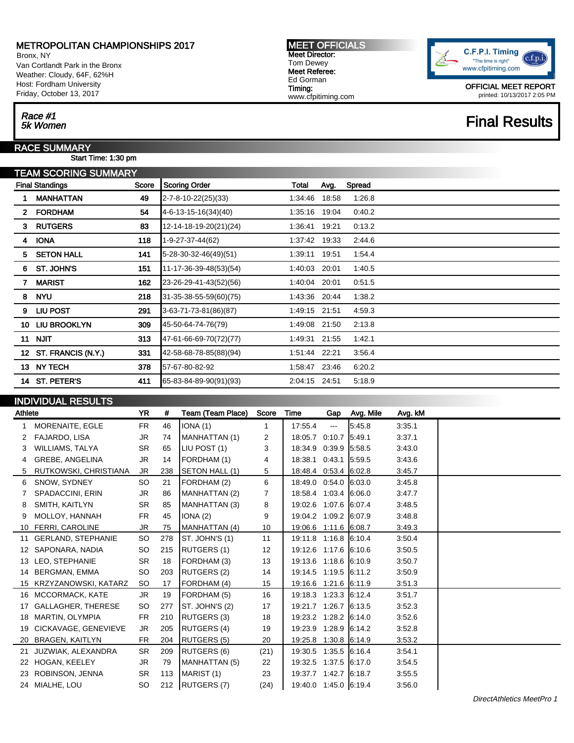# METROPOLITAN CHAMPIONSHIPS 2017

Bronx, NY
Van Cortlandt Park in the Bronx
Weather: Cloudy, 64F, 62%H
Host: Fordham University
Friday, October 13, 2017

**MEET OFFICIALS**
**Meet Director:**
Tom Dewey
**Meet Referee:**
Ed Gorman
**Timing:**
www.cfpitiming.com

C.F.P.I. Timing
"The time is right"
www.cfpitiming.com

**OFFICIAL MEET REPORT**
printed: 10/13/2017 2:05 PM

## *Race #1*
## *5k Women*

# Final Results

## RACE SUMMARY

**Start Time: 1:30 pm**

## TEAM SCORING SUMMARY

| Final Standings | | Score | Scoring Order | Total | Avg. | Spread |
|---|---|---|---|---|---|---|
| 1 | **MANHATTAN** | **49** | 2-7-8-10-22(25)(33) | 1:34:46 | 18:58 | 1:26.8 |
| 2 | **FORDHAM** | **54** | 4-6-13-15-16(34)(40) | 1:35:16 | 19:04 | 0:40.2 |
| 3 | **RUTGERS** | **83** | 12-14-18-19-20(21)(24) | 1:36:41 | 19:21 | 0:13.2 |
| 4 | **IONA** | **118** | 1-9-27-37-44(62) | 1:37:42 | 19:33 | 2:44.6 |
| 5 | **SETON HALL** | **141** | 5-28-30-32-46(49)(51) | 1:39:11 | 19:51 | 1:54.4 |
| 6 | **ST. JOHN'S** | **151** | 11-17-36-39-48(53)(54) | 1:40:03 | 20:01 | 1:40.5 |
| 7 | **MARIST** | **162** | 23-26-29-41-43(52)(56) | 1:40:04 | 20:01 | 0:51.5 |
| 8 | **NYU** | **218** | 31-35-38-55-59(60)(75) | 1:43:36 | 20:44 | 1:38.2 |
| 9 | **LIU POST** | **291** | 3-63-71-73-81(86)(87) | 1:49:15 | 21:51 | 4:59.3 |
| 10 | **LIU BROOKLYN** | **309** | 45-50-64-74-76(79) | 1:49:08 | 21:50 | 2:13.8 |
| 11 | **NJIT** | **313** | 47-61-66-69-70(72)(77) | 1:49:31 | 21:55 | 1:42.1 |
| 12 | **ST. FRANCIS (N.Y.)** | **331** | 42-58-68-78-85(88)(94) | 1:51:44 | 22:21 | 3:56.4 |
| 13 | **NY TECH** | **378** | 57-67-80-82-92 | 1:58:47 | 23:46 | 6:20.2 |
| 14 | **ST. PETER'S** | **411** | 65-83-84-89-90(91)(93) | 2:04:15 | 24:51 | 5:18.9 |

## INDIVIDUAL RESULTS

| | Athlete | YR | # | Team (Team Place) | Score | Time | Gap | Avg. Mile | Avg. kM |
|---|---|---|---|---|---|---|---|---|---|
| 1 | MORENAITE, EGLE | FR | 46 | IONA (1) | 1 | 17:55.4 | --- | 5:45.8 | 3:35.1 |
| 2 | FAJARDO, LISA | JR | 74 | MANHATTAN (1) | 2 | 18:05.7 | 0:10.7 | 5:49.1 | 3:37.1 |
| 3 | WILLIAMS, TALYA | SR | 65 | LIU POST (1) | 3 | 18:34.9 | 0:39.9 | 5:58.5 | 3:43.0 |
| 4 | GREBE, ANGELINA | JR | 14 | FORDHAM (1) | 4 | 18:38.1 | 0:43.1 | 5:59.5 | 3:43.6 |
| 5 | RUTKOWSKI, CHRISTIANA | JR | 238 | SETON HALL (1) | 5 | 18:48.4 | 0:53.4 | 6:02.8 | 3:45.7 |
| 6 | SNOW, SYDNEY | SO | 21 | FORDHAM (2) | 6 | 18:49.0 | 0:54.0 | 6:03.0 | 3:45.8 |
| 7 | SPADACCINI, ERIN | JR | 86 | MANHATTAN (2) | 7 | 18:58.4 | 1:03.4 | 6:06.0 | 3:47.7 |
| 8 | SMITH, KAITLYN | SR | 85 | MANHATTAN (3) | 8 | 19:02.6 | 1:07.6 | 6:07.4 | 3:48.5 |
| 9 | MOLLOY, HANNAH | FR | 45 | IONA (2) | 9 | 19:04.2 | 1:09.2 | 6:07.9 | 3:48.8 |
| 10 | FERRI, CAROLINE | JR | 75 | MANHATTAN (4) | 10 | 19:06.6 | 1:11.6 | 6:08.7 | 3:49.3 |
| 11 | GERLAND, STEPHANIE | SO | 278 | ST. JOHN'S (1) | 11 | 19:11.8 | 1:16.8 | 6:10.4 | 3:50.4 |
| 12 | SAPONARA, NADIA | SO | 215 | RUTGERS (1) | 12 | 19:12.6 | 1:17.6 | 6:10.6 | 3:50.5 |
| 13 | LEO, STEPHANIE | SR | 18 | FORDHAM (3) | 13 | 19:13.6 | 1:18.6 | 6:10.9 | 3:50.7 |
| 14 | BERGMAN, EMMA | SO | 203 | RUTGERS (2) | 14 | 19:14.5 | 1:19.5 | 6:11.2 | 3:50.9 |
| 15 | KRZYZANOWSKI, KATARZ | SO | 17 | FORDHAM (4) | 15 | 19:16.6 | 1:21.6 | 6:11.9 | 3:51.3 |
| 16 | MCCORMACK, KATE | JR | 19 | FORDHAM (5) | 16 | 19:18.3 | 1:23.3 | 6:12.4 | 3:51.7 |
| 17 | GALLAGHER, THERESE | SO | 277 | ST. JOHN'S (2) | 17 | 19:21.7 | 1:26.7 | 6:13.5 | 3:52.3 |
| 18 | MARTIN, OLYMPIA | FR | 210 | RUTGERS (3) | 18 | 19:23.2 | 1:28.2 | 6:14.0 | 3:52.6 |
| 19 | CICKAVAGE, GENEVIEVE | JR | 205 | RUTGERS (4) | 19 | 19:23.9 | 1:28.9 | 6:14.2 | 3:52.8 |
| 20 | BRAGEN, KAITLYN | FR | 204 | RUTGERS (5) | 20 | 19:25.8 | 1:30.8 | 6:14.9 | 3:53.2 |
| 21 | JUZWIAK, ALEXANDRA | SR | 209 | RUTGERS (6) | (21) | 19:30.5 | 1:35.5 | 6:16.4 | 3:54.1 |
| 22 | HOGAN, KEELEY | JR | 79 | MANHATTAN (5) | 22 | 19:32.5 | 1:37.5 | 6:17.0 | 3:54.5 |
| 23 | ROBINSON, JENNA | SR | 113 | MARIST (1) | 23 | 19:37.7 | 1:42.7 | 6:18.7 | 3:55.5 |
| 24 | MIALHE, LOU | SO | 212 | RUTGERS (7) | (24) | 19:40.0 | 1:45.0 | 6:19.4 | 3:56.0 |

*DirectAthletics MeetPro 1*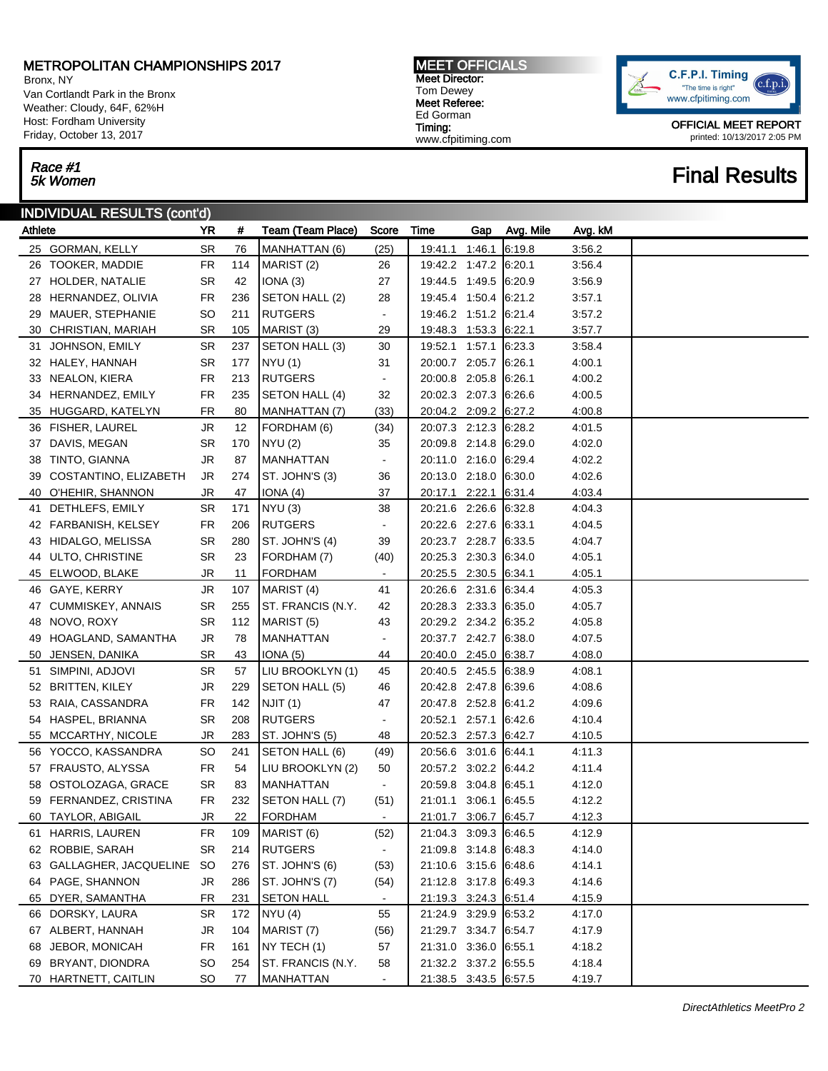# METROPOLITAN CHAMPIONSHIPS 2017

Bronx, NY
Van Cortlandt Park in the Bronx
Weather: Cloudy, 64F, 62%H
Host: Fordham University
Friday, October 13, 2017

**MEET OFFICIALS**
**Meet Director:** Tom Dewey
**Meet Referee:** Ed Gorman
**Timing:** www.cfpitiming.com

C.F.P.I. Timing
"The time is right"
www.cfpitiming.com

OFFICIAL MEET REPORT
printed: 10/13/2017 2:05 PM

*Race #1*
*5k Women*

## Final Results

### INDIVIDUAL RESULTS (cont'd)

| Athlete | YR | # | Team (Team Place) | Score | Time | Gap | Avg. Mile | Avg. kM |
|---|---|---|---|---|---|---|---|---|
| 25 GORMAN, KELLY | SR | 76 | MANHATTAN (6) | (25) | 19:41.1 | 1:46.1 | 6:19.8 | 3:56.2 |
| 26 TOOKER, MADDIE | FR | 114 | MARIST (2) | 26 | 19:42.2 | 1:47.2 | 6:20.1 | 3:56.4 |
| 27 HOLDER, NATALIE | SR | 42 | IONA (3) | 27 | 19:44.5 | 1:49.5 | 6:20.9 | 3:56.9 |
| 28 HERNANDEZ, OLIVIA | FR | 236 | SETON HALL (2) | 28 | 19:45.4 | 1:50.4 | 6:21.2 | 3:57.1 |
| 29 MAUER, STEPHANIE | SO | 211 | RUTGERS | - | 19:46.2 | 1:51.2 | 6:21.4 | 3:57.2 |
| 30 CHRISTIAN, MARIAH | SR | 105 | MARIST (3) | 29 | 19:48.3 | 1:53.3 | 6:22.1 | 3:57.7 |
| 31 JOHNSON, EMILY | SR | 237 | SETON HALL (3) | 30 | 19:52.1 | 1:57.1 | 6:23.3 | 3:58.4 |
| 32 HALEY, HANNAH | SR | 177 | NYU (1) | 31 | 20:00.7 | 2:05.7 | 6:26.1 | 4:00.1 |
| 33 NEALON, KIERA | FR | 213 | RUTGERS | - | 20:00.8 | 2:05.8 | 6:26.1 | 4:00.2 |
| 34 HERNANDEZ, EMILY | FR | 235 | SETON HALL (4) | 32 | 20:02.3 | 2:07.3 | 6:26.6 | 4:00.5 |
| 35 HUGGARD, KATELYN | FR | 80 | MANHATTAN (7) | (33) | 20:04.2 | 2:09.2 | 6:27.2 | 4:00.8 |
| 36 FISHER, LAUREL | JR | 12 | FORDHAM (6) | (34) | 20:07.3 | 2:12.3 | 6:28.2 | 4:01.5 |
| 37 DAVIS, MEGAN | SR | 170 | NYU (2) | 35 | 20:09.8 | 2:14.8 | 6:29.0 | 4:02.0 |
| 38 TINTO, GIANNA | JR | 87 | MANHATTAN | - | 20:11.0 | 2:16.0 | 6:29.4 | 4:02.2 |
| 39 COSTANTINO, ELIZABETH | JR | 274 | ST. JOHN'S (3) | 36 | 20:13.0 | 2:18.0 | 6:30.0 | 4:02.6 |
| 40 O'HEHIR, SHANNON | JR | 47 | IONA (4) | 37 | 20:17.1 | 2:22.1 | 6:31.4 | 4:03.4 |
| 41 DETHLEFS, EMILY | SR | 171 | NYU (3) | 38 | 20:21.6 | 2:26.6 | 6:32.8 | 4:04.3 |
| 42 FARBANISH, KELSEY | FR | 206 | RUTGERS | - | 20:22.6 | 2:27.6 | 6:33.1 | 4:04.5 |
| 43 HIDALGO, MELISSA | SR | 280 | ST. JOHN'S (4) | 39 | 20:23.7 | 2:28.7 | 6:33.5 | 4:04.7 |
| 44 ULTO, CHRISTINE | SR | 23 | FORDHAM (7) | (40) | 20:25.3 | 2:30.3 | 6:34.0 | 4:05.1 |
| 45 ELWOOD, BLAKE | JR | 11 | FORDHAM | - | 20:25.5 | 2:30.5 | 6:34.1 | 4:05.1 |
| 46 GAYE, KERRY | JR | 107 | MARIST (4) | 41 | 20:26.6 | 2:31.6 | 6:34.4 | 4:05.3 |
| 47 CUMMISKEY, ANNAIS | SR | 255 | ST. FRANCIS (N.Y. | 42 | 20:28.3 | 2:33.3 | 6:35.0 | 4:05.7 |
| 48 NOVO, ROXY | SR | 112 | MARIST (5) | 43 | 20:29.2 | 2:34.2 | 6:35.2 | 4:05.8 |
| 49 HOAGLAND, SAMANTHA | JR | 78 | MANHATTAN | - | 20:37.7 | 2:42.7 | 6:38.0 | 4:07.5 |
| 50 JENSEN, DANIKA | SR | 43 | IONA (5) | 44 | 20:40.0 | 2:45.0 | 6:38.7 | 4:08.0 |
| 51 SIMPINI, ADJOVI | SR | 57 | LIU BROOKLYN (1) | 45 | 20:40.5 | 2:45.5 | 6:38.9 | 4:08.1 |
| 52 BRITTEN, KILEY | JR | 229 | SETON HALL (5) | 46 | 20:42.8 | 2:47.8 | 6:39.6 | 4:08.6 |
| 53 RAIA, CASSANDRA | FR | 142 | NJIT (1) | 47 | 20:47.8 | 2:52.8 | 6:41.2 | 4:09.6 |
| 54 HASPEL, BRIANNA | SR | 208 | RUTGERS | - | 20:52.1 | 2:57.1 | 6:42.6 | 4:10.4 |
| 55 MCCARTHY, NICOLE | JR | 283 | ST. JOHN'S (5) | 48 | 20:52.3 | 2:57.3 | 6:42.7 | 4:10.5 |
| 56 YOCCO, KASSANDRA | SO | 241 | SETON HALL (6) | (49) | 20:56.6 | 3:01.6 | 6:44.1 | 4:11.3 |
| 57 FRAUSTO, ALYSSA | FR | 54 | LIU BROOKLYN (2) | 50 | 20:57.2 | 3:02.2 | 6:44.2 | 4:11.4 |
| 58 OSTOLOZAGA, GRACE | SR | 83 | MANHATTAN | - | 20:59.8 | 3:04.8 | 6:45.1 | 4:12.0 |
| 59 FERNANDEZ, CRISTINA | FR | 232 | SETON HALL (7) | (51) | 21:01.1 | 3:06.1 | 6:45.5 | 4:12.2 |
| 60 TAYLOR, ABIGAIL | JR | 22 | FORDHAM | - | 21:01.7 | 3:06.7 | 6:45.7 | 4:12.3 |
| 61 HARRIS, LAUREN | FR | 109 | MARIST (6) | (52) | 21:04.3 | 3:09.3 | 6:46.5 | 4:12.9 |
| 62 ROBBIE, SARAH | SR | 214 | RUTGERS | - | 21:09.8 | 3:14.8 | 6:48.3 | 4:14.0 |
| 63 GALLAGHER, JACQUELINE | SO | 276 | ST. JOHN'S (6) | (53) | 21:10.6 | 3:15.6 | 6:48.6 | 4:14.1 |
| 64 PAGE, SHANNON | JR | 286 | ST. JOHN'S (7) | (54) | 21:12.8 | 3:17.8 | 6:49.3 | 4:14.6 |
| 65 DYER, SAMANTHA | FR | 231 | SETON HALL | - | 21:19.3 | 3:24.3 | 6:51.4 | 4:15.9 |
| 66 DORSKY, LAURA | SR | 172 | NYU (4) | 55 | 21:24.9 | 3:29.9 | 6:53.2 | 4:17.0 |
| 67 ALBERT, HANNAH | JR | 104 | MARIST (7) | (56) | 21:29.7 | 3:34.7 | 6:54.7 | 4:17.9 |
| 68 JEBOR, MONICAH | FR | 161 | NY TECH (1) | 57 | 21:31.0 | 3:36.0 | 6:55.1 | 4:18.2 |
| 69 BRYANT, DIONDRA | SO | 254 | ST. FRANCIS (N.Y. | 58 | 21:32.2 | 3:37.2 | 6:55.5 | 4:18.4 |
| 70 HARTNETT, CAITLIN | SO | 77 | MANHATTAN | - | 21:38.5 | 3:43.5 | 6:57.5 | 4:19.7 |

*DirectAthletics MeetPro 2*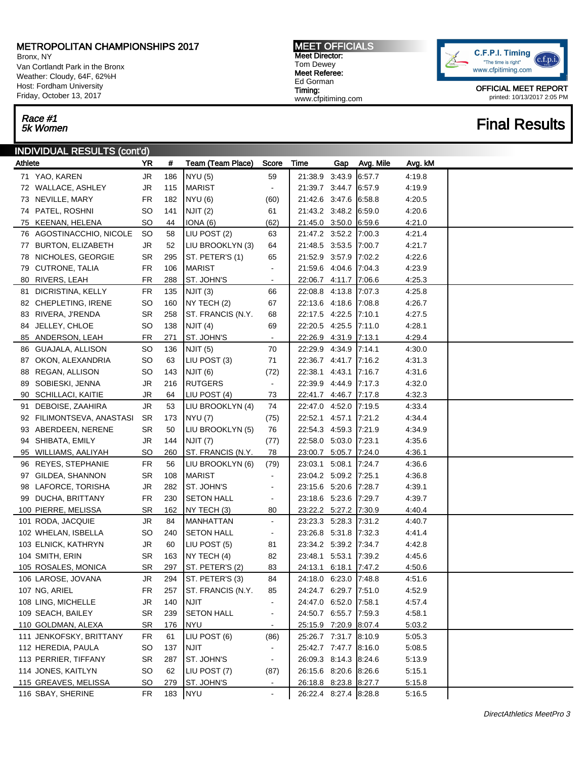# METROPOLITAN CHAMPIONSHIPS 2017

Bronx, NY
Van Cortlandt Park in the Bronx
Weather: Cloudy, 64F, 62%H
Host: Fordham University
Friday, October 13, 2017

**MEET OFFICIALS**
**Meet Director:**
Tom Dewey
**Meet Referee:**
Ed Gorman
**Timing:**
www.cfpitiming.com

C.F.P.I. Timing
"The time is right"
www.cfpitiming.com

**OFFICIAL MEET REPORT**
printed: 10/13/2017 2:05 PM

## *Race #1*
## *5k Women*

# Final Results

## INDIVIDUAL RESULTS (cont'd)

| Athlete | YR | # | Team (Team Place) | Score | Time | Gap | Avg. Mile | Avg. kM |
|---|---|---|---|---|---|---|---|---|
| 71 YAO, KAREN | JR | 186 | NYU (5) | 59 | 21:38.9 | 3:43.9 | 6:57.7 | 4:19.8 |
| 72 WALLACE, ASHLEY | JR | 115 | MARIST | - | 21:39.7 | 3:44.7 | 6:57.9 | 4:19.9 |
| 73 NEVILLE, MARY | FR | 182 | NYU (6) | (60) | 21:42.6 | 3:47.6 | 6:58.8 | 4:20.5 |
| 74 PATEL, ROSHNI | SO | 141 | NJIT (2) | 61 | 21:43.2 | 3:48.2 | 6:59.0 | 4:20.6 |
| 75 KEENAN, HELENA | SO | 44 | IONA (6) | (62) | 21:45.0 | 3:50.0 | 6:59.6 | 4:21.0 |
| 76 AGOSTINACCHIO, NICOLE | SO | 58 | LIU POST (2) | 63 | 21:47.2 | 3:52.2 | 7:00.3 | 4:21.4 |
| 77 BURTON, ELIZABETH | JR | 52 | LIU BROOKLYN (3) | 64 | 21:48.5 | 3:53.5 | 7:00.7 | 4:21.7 |
| 78 NICHOLES, GEORGIE | SR | 295 | ST. PETER'S (1) | 65 | 21:52.9 | 3:57.9 | 7:02.2 | 4:22.6 |
| 79 CUTRONE, TALIA | FR | 106 | MARIST | - | 21:59.6 | 4:04.6 | 7:04.3 | 4:23.9 |
| 80 RIVERS, LEAH | FR | 288 | ST. JOHN'S | - | 22:06.7 | 4:11.7 | 7:06.6 | 4:25.3 |
| 81 DICRISTINA, KELLY | FR | 135 | NJIT (3) | 66 | 22:08.8 | 4:13.8 | 7:07.3 | 4:25.8 |
| 82 CHEPLETING, IRENE | SO | 160 | NY TECH (2) | 67 | 22:13.6 | 4:18.6 | 7:08.8 | 4:26.7 |
| 83 RIVERA, J'RENDA | SR | 258 | ST. FRANCIS (N.Y. | 68 | 22:17.5 | 4:22.5 | 7:10.1 | 4:27.5 |
| 84 JELLEY, CHLOE | SO | 138 | NJIT (4) | 69 | 22:20.5 | 4:25.5 | 7:11.0 | 4:28.1 |
| 85 ANDERSON, LEAH | FR | 271 | ST. JOHN'S | - | 22:26.9 | 4:31.9 | 7:13.1 | 4:29.4 |
| 86 GUAJALA, ALLISON | SO | 136 | NJIT (5) | 70 | 22:29.9 | 4:34.9 | 7:14.1 | 4:30.0 |
| 87 OKON, ALEXANDRIA | SO | 63 | LIU POST (3) | 71 | 22:36.7 | 4:41.7 | 7:16.2 | 4:31.3 |
| 88 REGAN, ALLISON | SO | 143 | NJIT (6) | (72) | 22:38.1 | 4:43.1 | 7:16.7 | 4:31.6 |
| 89 SOBIESKI, JENNA | JR | 216 | RUTGERS | - | 22:39.9 | 4:44.9 | 7:17.3 | 4:32.0 |
| 90 SCHILLACI, KAITIE | JR | 64 | LIU POST (4) | 73 | 22:41.7 | 4:46.7 | 7:17.8 | 4:32.3 |
| 91 DEBOISE, ZAAHIRA | JR | 53 | LIU BROOKLYN (4) | 74 | 22:47.0 | 4:52.0 | 7:19.5 | 4:33.4 |
| 92 FILIMONTSEVA, ANASTASI | SR | 173 | NYU (7) | (75) | 22:52.1 | 4:57.1 | 7:21.2 | 4:34.4 |
| 93 ABERDEEN, NERENE | SR | 50 | LIU BROOKLYN (5) | 76 | 22:54.3 | 4:59.3 | 7:21.9 | 4:34.9 |
| 94 SHIBATA, EMILY | JR | 144 | NJIT (7) | (77) | 22:58.0 | 5:03.0 | 7:23.1 | 4:35.6 |
| 95 WILLIAMS, AALIYAH | SO | 260 | ST. FRANCIS (N.Y. | 78 | 23:00.7 | 5:05.7 | 7:24.0 | 4:36.1 |
| 96 REYES, STEPHANIE | FR | 56 | LIU BROOKLYN (6) | (79) | 23:03.1 | 5:08.1 | 7:24.7 | 4:36.6 |
| 97 GILDEA, SHANNON | SR | 108 | MARIST | - | 23:04.2 | 5:09.2 | 7:25.1 | 4:36.8 |
| 98 LAFORCE, TORISHA | JR | 282 | ST. JOHN'S | - | 23:15.6 | 5:20.6 | 7:28.7 | 4:39.1 |
| 99 DUCHA, BRITTANY | FR | 230 | SETON HALL | - | 23:18.6 | 5:23.6 | 7:29.7 | 4:39.7 |
| 100 PIERRE, MELISSA | SR | 162 | NY TECH (3) | 80 | 23:22.2 | 5:27.2 | 7:30.9 | 4:40.4 |
| 101 RODA, JACQUIE | JR | 84 | MANHATTAN | - | 23:23.3 | 5:28.3 | 7:31.2 | 4:40.7 |
| 102 WHELAN, ISBELLA | SO | 240 | SETON HALL | - | 23:26.8 | 5:31.8 | 7:32.3 | 4:41.4 |
| 103 ELNICK, KATHRYN | JR | 60 | LIU POST (5) | 81 | 23:34.2 | 5:39.2 | 7:34.7 | 4:42.8 |
| 104 SMITH, ERIN | SR | 163 | NY TECH (4) | 82 | 23:48.1 | 5:53.1 | 7:39.2 | 4:45.6 |
| 105 ROSALES, MONICA | SR | 297 | ST. PETER'S (2) | 83 | 24:13.1 | 6:18.1 | 7:47.2 | 4:50.6 |
| 106 LAROSE, JOVANA | JR | 294 | ST. PETER'S (3) | 84 | 24:18.0 | 6:23.0 | 7:48.8 | 4:51.6 |
| 107 NG, ARIEL | FR | 257 | ST. FRANCIS (N.Y. | 85 | 24:24.7 | 6:29.7 | 7:51.0 | 4:52.9 |
| 108 LING, MICHELLE | JR | 140 | NJIT | - | 24:47.0 | 6:52.0 | 7:58.1 | 4:57.4 |
| 109 SEACH, BAILEY | SR | 239 | SETON HALL | - | 24:50.7 | 6:55.7 | 7:59.3 | 4:58.1 |
| 110 GOLDMAN, ALEXA | SR | 176 | NYU | - | 25:15.9 | 7:20.9 | 8:07.4 | 5:03.2 |
| 111 JENKOFSKY, BRITTANY | FR | 61 | LIU POST (6) | (86) | 25:26.7 | 7:31.7 | 8:10.9 | 5:05.3 |
| 112 HEREDIA, PAULA | SO | 137 | NJIT | - | 25:42.7 | 7:47.7 | 8:16.0 | 5:08.5 |
| 113 PERRIER, TIFFANY | SR | 287 | ST. JOHN'S | - | 26:09.3 | 8:14.3 | 8:24.6 | 5:13.9 |
| 114 JONES, KAITLYN | SO | 62 | LIU POST (7) | (87) | 26:15.6 | 8:20.6 | 8:26.6 | 5:15.1 |
| 115 GREAVES, MELISSA | SO | 279 | ST. JOHN'S | - | 26:18.8 | 8:23.8 | 8:27.7 | 5:15.8 |
| 116 SBAY, SHERINE | FR | 183 | NYU | - | 26:22.4 | 8:27.4 | 8:28.8 | 5:16.5 |

*DirectAthletics MeetPro 3*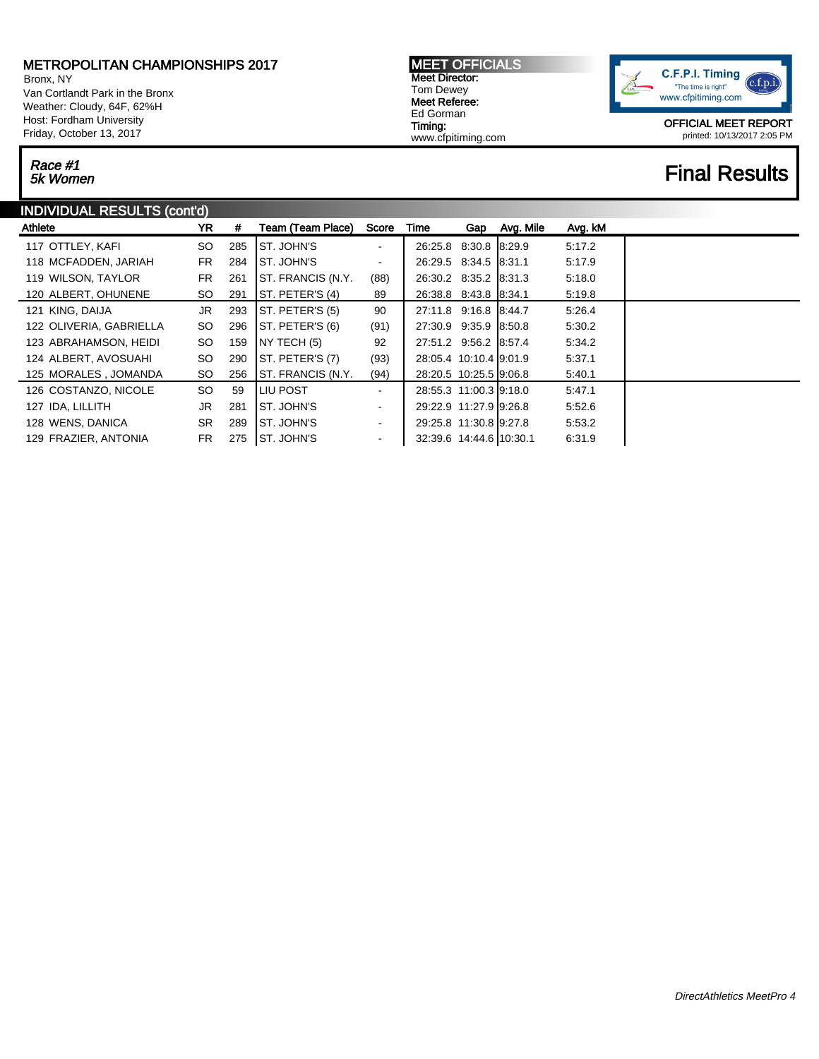METROPOLITAN CHAMPIONSHIPS 2017
Bronx, NY
Van Cortlandt Park in the Bronx
Weather: Cloudy, 64F, 62%H
Host: Fordham University
Friday, October 13, 2017

**MEET OFFICIALS**
**Meet Director:**
Tom Dewey
**Meet Referee:**
Ed Gorman
**Timing:**
www.cfpitiming.com

C.F.P.I. Timing
"The time is right"
www.cfpitiming.com

OFFICIAL MEET REPORT
printed: 10/13/2017 2:05 PM

*Race #1*
*5k Women*

# Final Results

## INDIVIDUAL RESULTS (cont'd)

| Athlete | YR | # | Team (Team Place) | Score | Time | Gap | Avg. Mile | Avg. kM |
|---|---|---|---|---|---|---|---|---|
| 117 OTTLEY, KAFI | SO | 285 | ST. JOHN'S | - | 26:25.8 | 8:30.8 | 8:29.9 | 5:17.2 |
| 118 MCFADDEN, JARIAH | FR | 284 | ST. JOHN'S | - | 26:29.5 | 8:34.5 | 8:31.1 | 5:17.9 |
| 119 WILSON, TAYLOR | FR | 261 | ST. FRANCIS (N.Y. | (88) | 26:30.2 | 8:35.2 | 8:31.3 | 5:18.0 |
| 120 ALBERT, OHUNENE | SO | 291 | ST. PETER'S (4) | 89 | 26:38.8 | 8:43.8 | 8:34.1 | 5:19.8 |
| 121 KING, DAIJA | JR | 293 | ST. PETER'S (5) | 90 | 27:11.8 | 9:16.8 | 8:44.7 | 5:26.4 |
| 122 OLIVERIA, GABRIELLA | SO | 296 | ST. PETER'S (6) | (91) | 27:30.9 | 9:35.9 | 8:50.8 | 5:30.2 |
| 123 ABRAHAMSON, HEIDI | SO | 159 | NY TECH (5) | 92 | 27:51.2 | 9:56.2 | 8:57.4 | 5:34.2 |
| 124 ALBERT, AVOSUAHI | SO | 290 | ST. PETER'S (7) | (93) | 28:05.4 | 10:10.4 | 9:01.9 | 5:37.1 |
| 125 MORALES , JOMANDA | SO | 256 | ST. FRANCIS (N.Y. | (94) | 28:20.5 | 10:25.5 | 9:06.8 | 5:40.1 |
| 126 COSTANZO, NICOLE | SO | 59 | LIU POST | - | 28:55.3 | 11:00.3 | 9:18.0 | 5:47.1 |
| 127 IDA, LILLITH | JR | 281 | ST. JOHN'S | - | 29:22.9 | 11:27.9 | 9:26.8 | 5:52.6 |
| 128 WENS, DANICA | SR | 289 | ST. JOHN'S | - | 29:25.8 | 11:30.8 | 9:27.8 | 5:53.2 |
| 129 FRAZIER, ANTONIA | FR | 275 | ST. JOHN'S | - | 32:39.6 | 14:44.6 | 10:30.1 | 6:31.9 |

*DirectAthletics MeetPro 4*